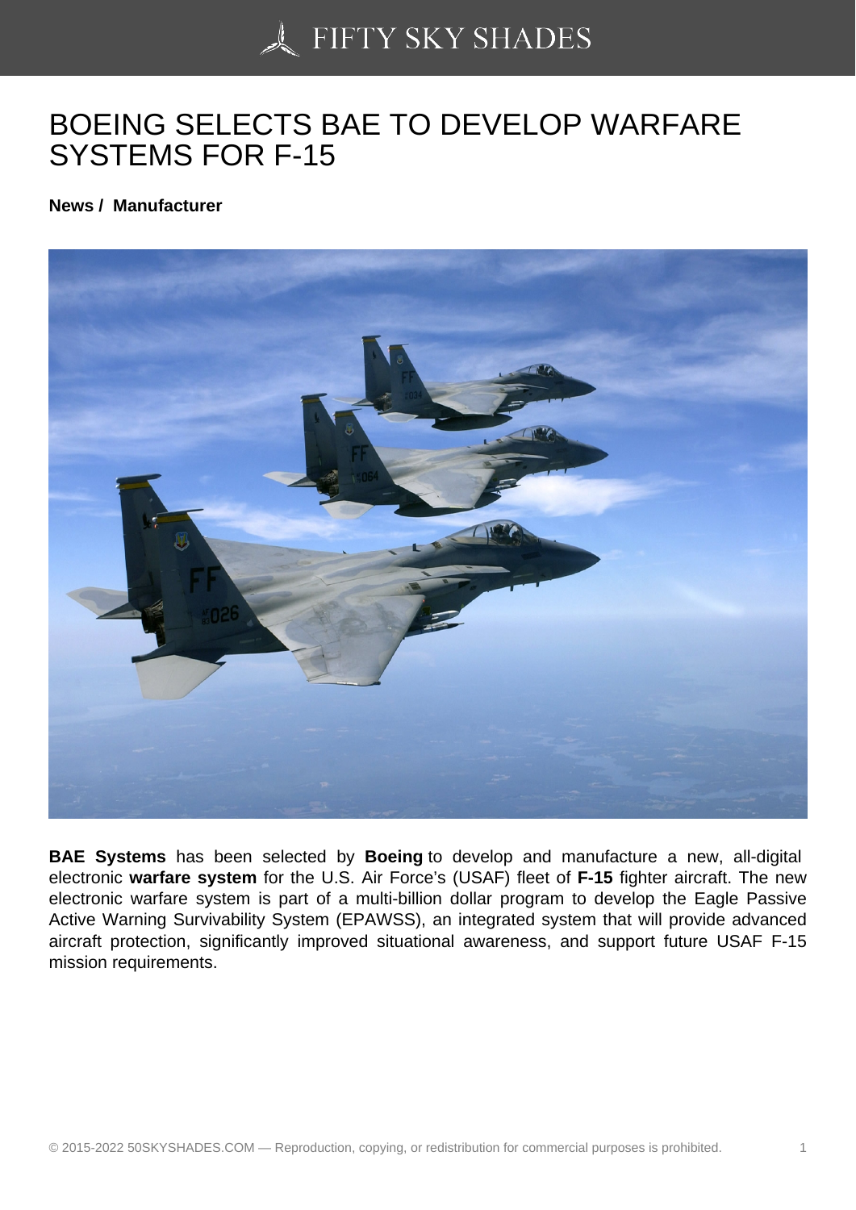# BOEING SELECTS BAE TO DEVELOP WARFARE SYSTEMS FOR F-15

**News / Manufacturer**

**BAE Systems** has been selected by **Boeing** to develop and manufacture a new, all-digital electronic **warfare system** for the U.S. Air Force's (USAF) fleet of **F-15** fighter aircraft. The new electronic warfare system is part of a multi-billion dollar program to develop the Eagle Passive Active Warning Survivability System (EPAWSS), an integrated system that will provide advanced aircraft protection, significantly improved situational awareness, and support future USAF F-15 mission requirements.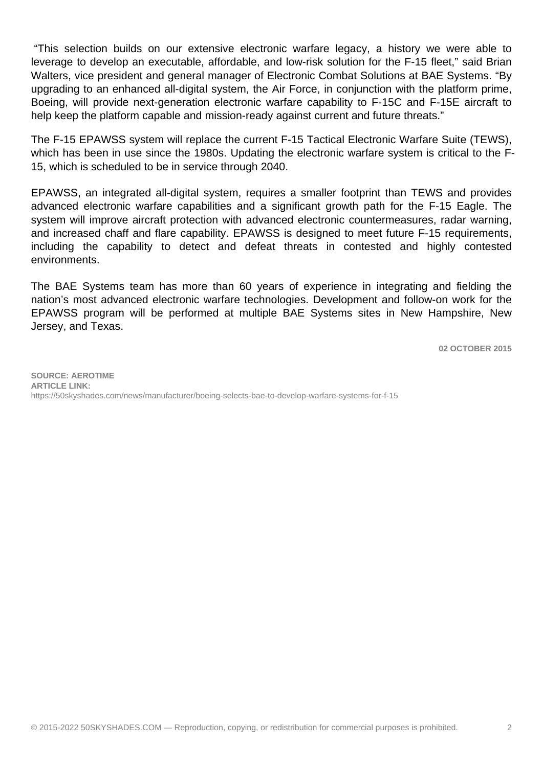"This selection builds on our extensive electronic warfare legacy, a history we were able to leverage to develop an executable, affordable, and low-risk solution for the F-15 fleet," said Brian Walters, vice president and general manager of Electronic Combat Solutions at BAE Systems. "By upgrading to an enhanced all-digital system, the Air Force, in conjunction with the platform prime, Boeing, will provide next-generation electronic warfare capability to F-15C and F-15E aircraft to help keep the platform capable and mission-ready against current and future threats."

The F-15 EPAWSS system will replace the current F-15 Tactical Electronic Warfare Suite (TEWS), which has been in use since the 1980s. Updating the electronic warfare system is critical to the F-15, which is scheduled to be in service through 2040.

EPAWSS, an integrated all-digital system, requires a smaller footprint than TEWS and provides advanced electronic warfare capabilities and a significant growth path for the F-15 Eagle. The system will improve aircraft protection with advanced electronic countermeasures, radar warning, and increased chaff and flare capability. EPAWSS is designed to meet future F-15 requirements, including the capability to detect and defeat threats in contested and highly contested environments.

The BAE Systems team has more than 60 years of experience in integrating and fielding the nation's most advanced electronic warfare technologies. Development and follow-on work for the EPAWSS program will be performed at multiple BAE Systems sites in New Hampshire, New Jersey, and Texas.

**02 OCTOBER 2015**

**SOURCE: AEROTIME**
**ARTICLE LINK:**
https://50skyshades.com/news/manufacturer/boeing-selects-bae-to-develop-warfare-systems-for-f-15

© 2015-2022 50SKYSHADES.COM — Reproduction, copying, or redistribution for commercial purposes is prohibited.